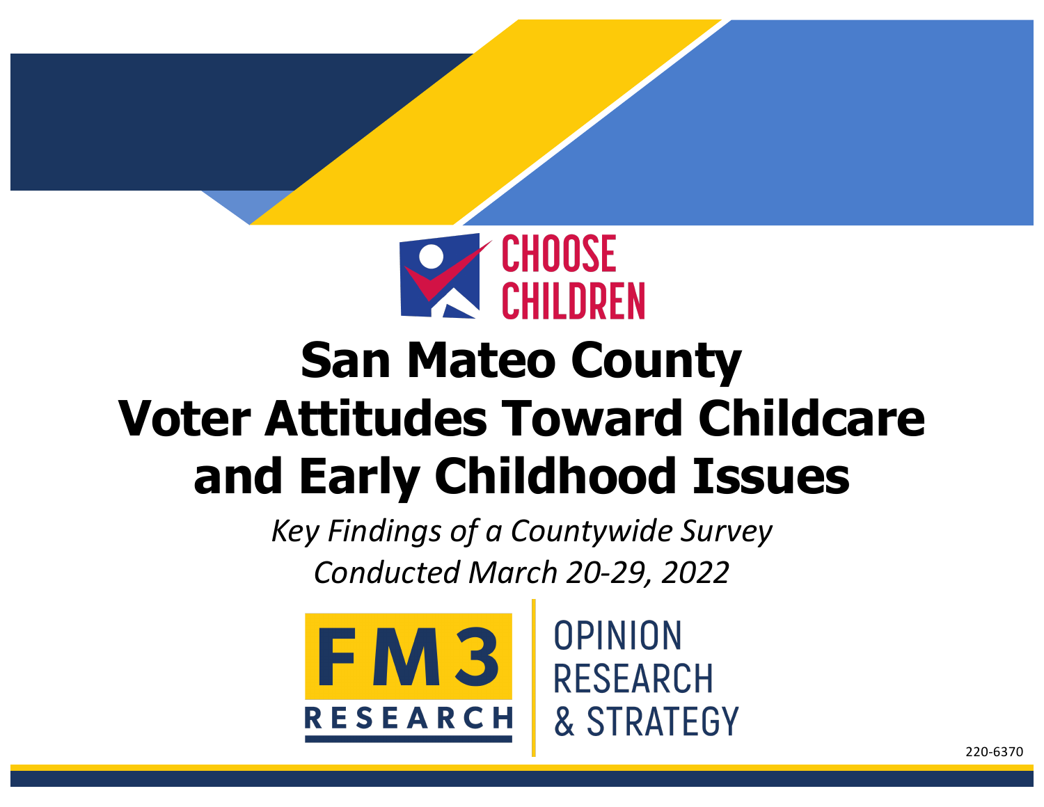CHOOSE CHILDREN

# San Mateo County Voter Attitudes Toward Childcare and Early Childhood Issues

*Key Findings of a Countywide Survey*

*Conducted March 20-29, 2022*

FM3 RESEARCH

OPINION RESEARCH & STRATEGY

220-6370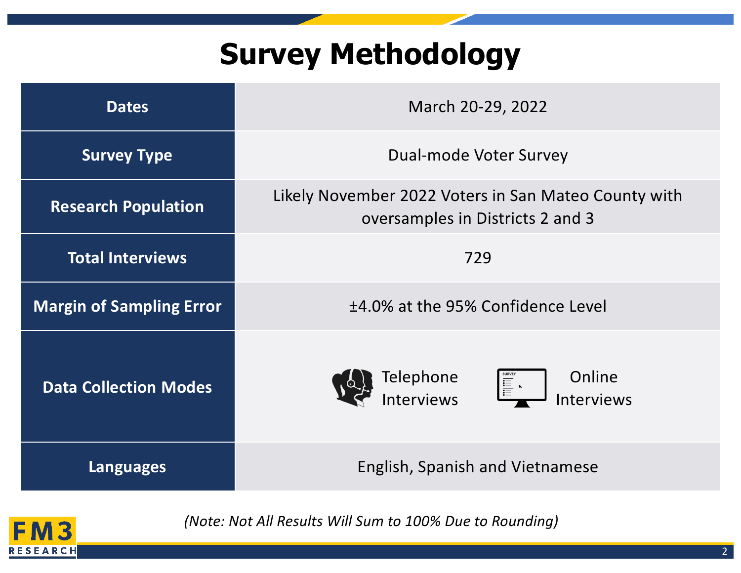# Survey Methodology

| | |
|---|---|
| **Dates** | March 20-29, 2022 |
| **Survey Type** | Dual-mode Voter Survey |
| **Research Population** | Likely November 2022 Voters in San Mateo County with oversamples in Districts 2 and 3 |
| **Total Interviews** | 729 |
| **Margin of Sampling Error** | ±4.0% at the 95% Confidence Level |
| **Data Collection Modes** | Telephone Interviews; Online Interviews |
| **Languages** | English, Spanish and Vietnamese |

*(Note: Not All Results Will Sum to 100% Due to Rounding)*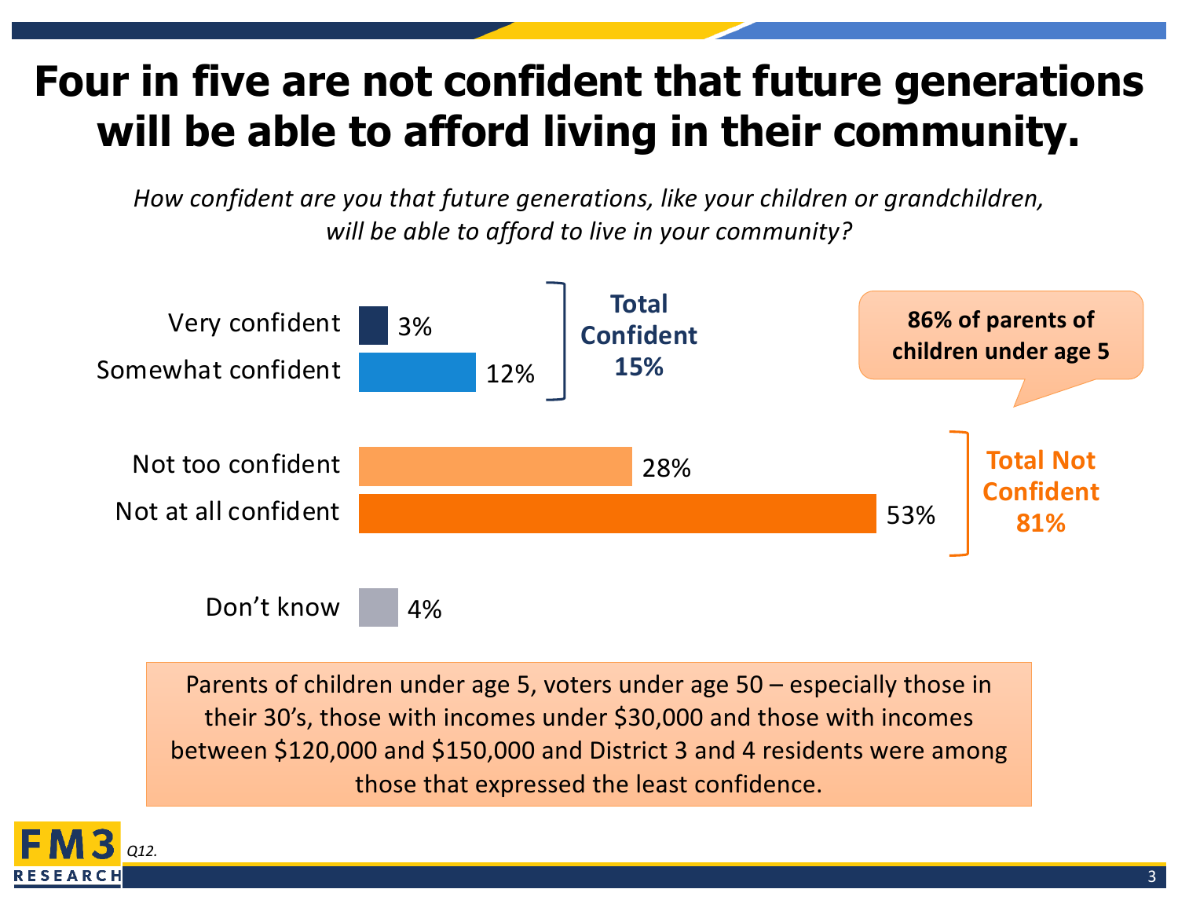# Four in five are not confident that future generations will be able to afford living in their community.

*How confident are you that future generations, like your children or grandchildren, will be able to afford to live in your community?*

| Response | % |
|---|---|
| Very confident | 3% |
| Somewhat confident | 12% |
| Not too confident | 28% |
| Not at all confident | 53% |
| Don't know | 4% |

**Total Confident 15%**

**Total Not Confident 81%**

**86% of parents of children under age 5**

Parents of children under age 5, voters under age 50 – especially those in their 30's, those with incomes under $30,000 and those with incomes between $120,000 and $150,000 and District 3 and 4 residents were among those that expressed the least confidence.

*Q12.*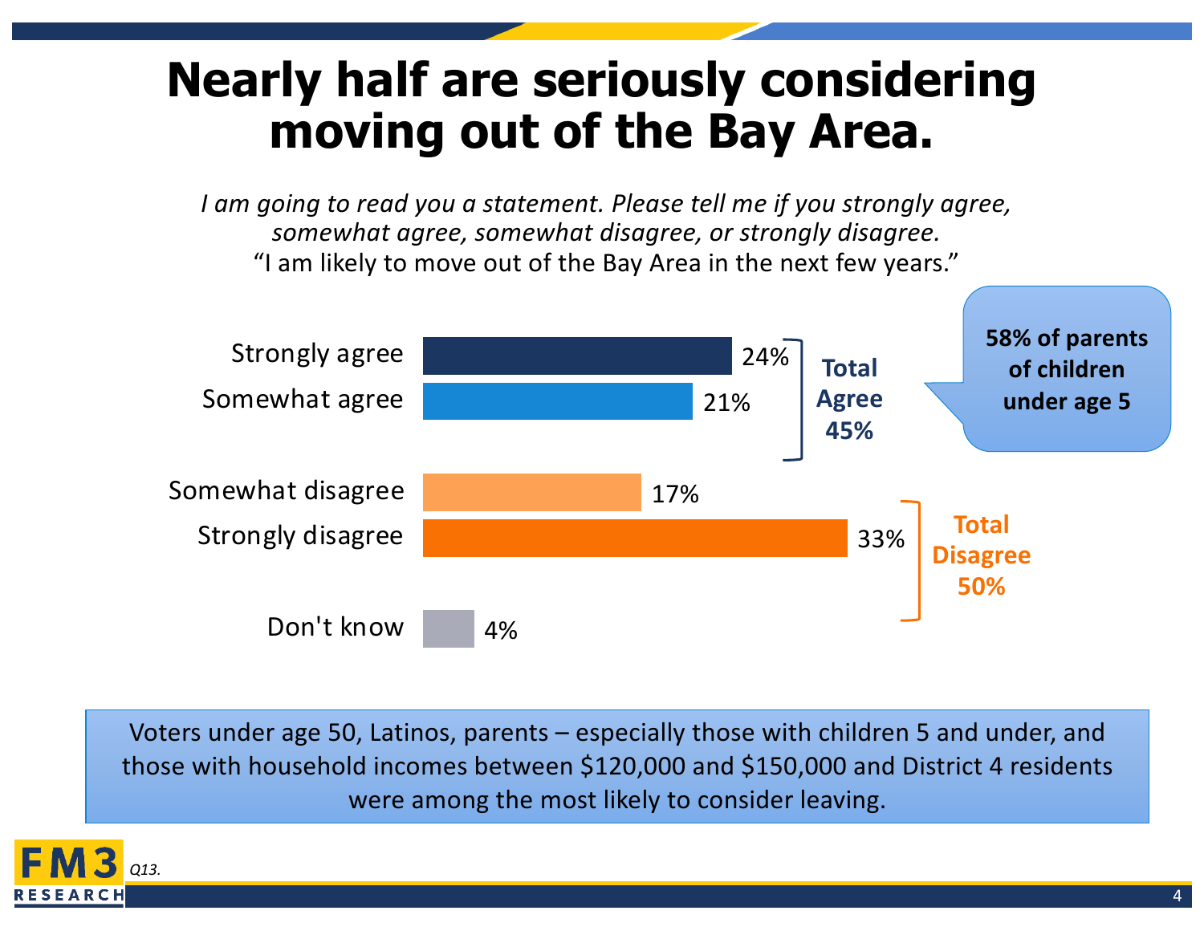# Nearly half are seriously considering moving out of the Bay Area.

*I am going to read you a statement. Please tell me if you strongly agree, somewhat agree, somewhat disagree, or strongly disagree.*
"I am likely to move out of the Bay Area in the next few years."

| Response | Percent |
|---|---|
| Strongly agree | 24% |
| Somewhat agree | 21% |
| **Total Agree** | **45%** |
| Somewhat disagree | 17% |
| Strongly disagree | 33% |
| **Total Disagree** | **50%** |
| Don't know | 4% |

**58% of parents of children under age 5**

Voters under age 50, Latinos, parents – especially those with children 5 and under, and those with household incomes between $120,000 and $150,000 and District 4 residents were among the most likely to consider leaving.

*Q13.*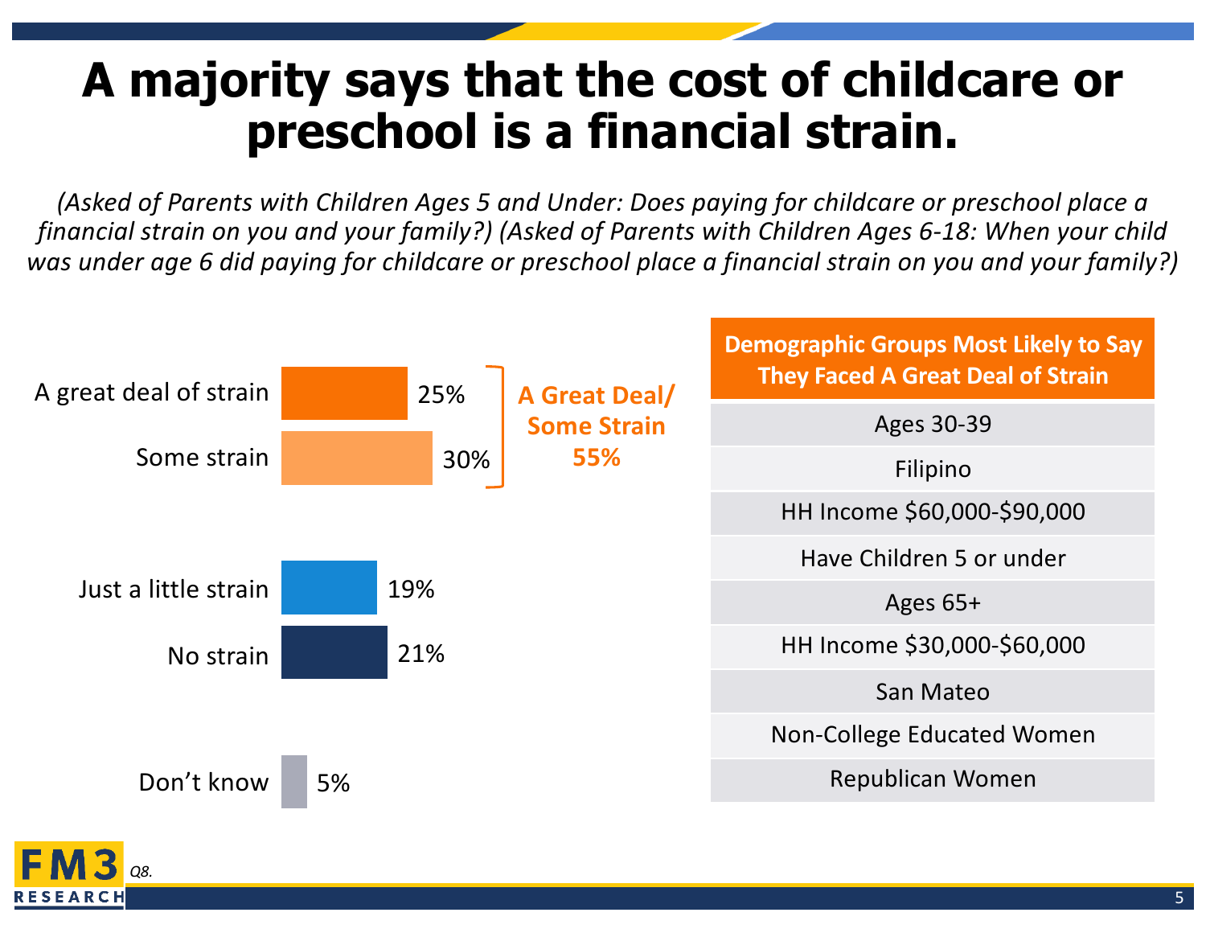# A majority says that the cost of childcare or preschool is a financial strain.

*(Asked of Parents with Children Ages 5 and Under: Does paying for childcare or preschool place a financial strain on you and your family?) (Asked of Parents with Children Ages 6-18: When your child was under age 6 did paying for childcare or preschool place a financial strain on you and your family?)*

| Response | Percentage |
|---|---|
| A great deal of strain | 25% |
| Some strain | 30% |
| Just a little strain | 19% |
| No strain | 21% |
| Don't know | 5% |

**A Great Deal/ Some Strain 55%**

| Demographic Groups Most Likely to Say They Faced A Great Deal of Strain |
|---|
| Ages 30-39 |
| Filipino |
| HH Income $60,000-$90,000 |
| Have Children 5 or under |
| Ages 65+ |
| HH Income $30,000-$60,000 |
| San Mateo |
| Non-College Educated Women |
| Republican Women |

*Q8.*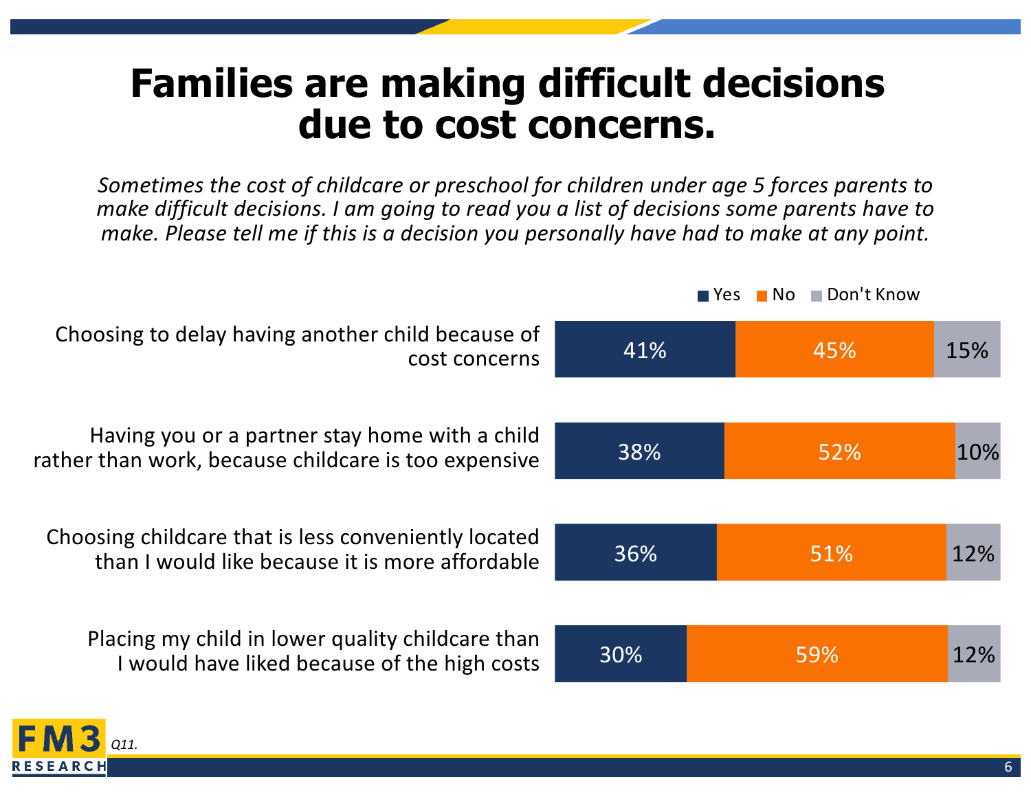# Families are making difficult decisions due to cost concerns.

*Sometimes the cost of childcare or preschool for children under age 5 forces parents to make difficult decisions. I am going to read you a list of decisions some parents have to make. Please tell me if this is a decision you personally have had to make at any point.*

| | Yes | No | Don't Know |
|---|---|---|---|
| Choosing to delay having another child because of cost concerns | 41% | 45% | 15% |
| Having you or a partner stay home with a child rather than work, because childcare is too expensive | 38% | 52% | 10% |
| Choosing childcare that is less conveniently located than I would like because it is more affordable | 36% | 51% | 12% |
| Placing my child in lower quality childcare than I would have liked because of the high costs | 30% | 59% | 12% |

*Q11.*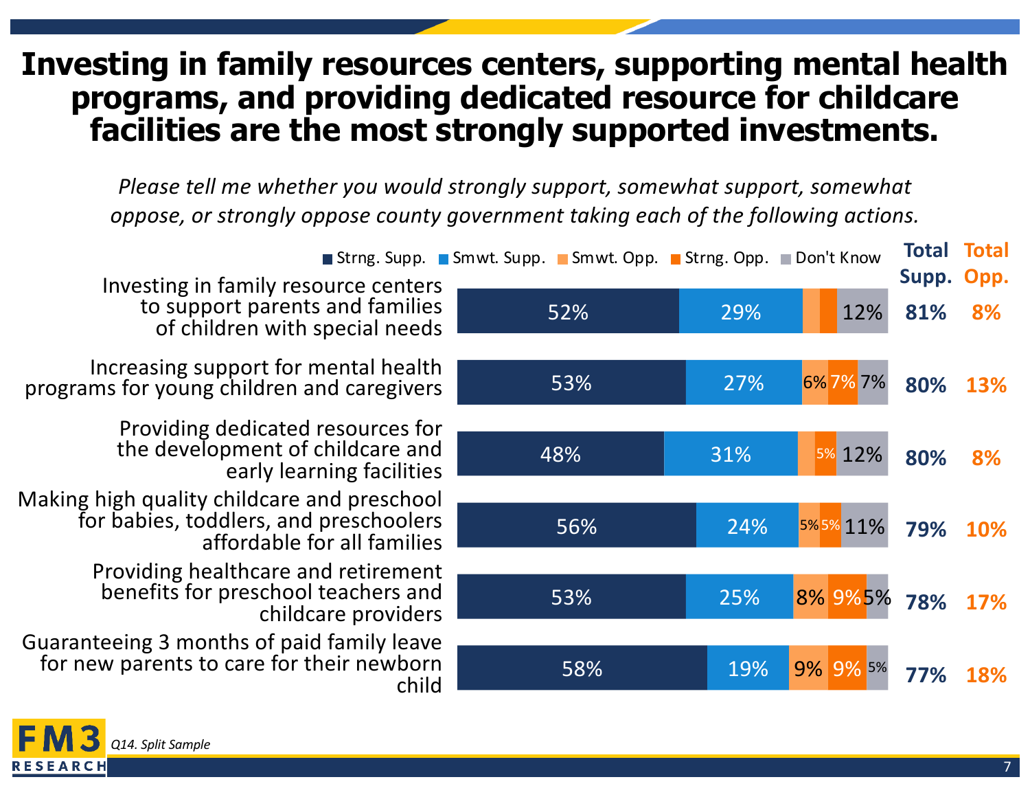# Investing in family resources centers, supporting mental health programs, and providing dedicated resource for childcare facilities are the most strongly supported investments.

*Please tell me whether you would strongly support, somewhat support, somewhat oppose, or strongly oppose county government taking each of the following actions.*

| Action | Strng. Supp. | Smwt. Supp. | Smwt. Opp. | Strng. Opp. | Don't Know | Total Supp. | Total Opp. |
|---|---|---|---|---|---|---|---|
| Investing in family resource centers to support parents and families of children with special needs | 52% | 29% | | | 12% | 81% | 8% |
| Increasing support for mental health programs for young children and caregivers | 53% | 27% | 6% | 7% | 7% | 80% | 13% |
| Providing dedicated resources for the development of childcare and early learning facilities | 48% | 31% | | 5% | 12% | 80% | 8% |
| Making high quality childcare and preschool for babies, toddlers, and preschoolers affordable for all families | 56% | 24% | 5% | 5% | 11% | 79% | 10% |
| Providing healthcare and retirement benefits for preschool teachers and childcare providers | 53% | 25% | 8% | 9% | 5% | 78% | 17% |
| Guaranteeing 3 months of paid family leave for new parents to care for their newborn child | 58% | 19% | 9% | 9% | 5% | 77% | 18% |

*Q14. Split Sample*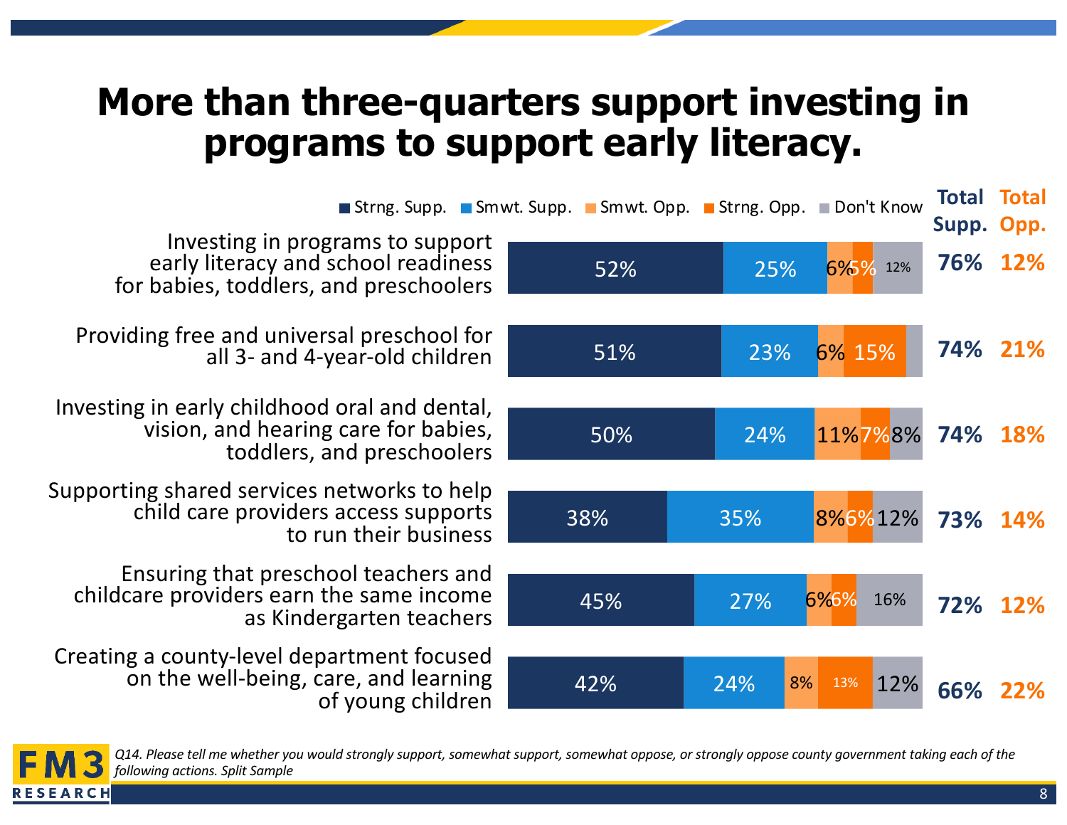# More than three-quarters support investing in programs to support early literacy.

| | Strng. Supp. | Smwt. Supp. | Smwt. Opp. | Strng. Opp. | Don't Know | Total Supp. | Total Opp. |
|---|---|---|---|---|---|---|---|
| Investing in programs to support early literacy and school readiness for babies, toddlers, and preschoolers | 52% | 25% | 6% | 5% | 12% | 76% | 12% |
| Providing free and universal preschool for all 3- and 4-year-old children | 51% | 23% | 6% | 15% | | 74% | 21% |
| Investing in early childhood oral and dental, vision, and hearing care for babies, toddlers, and preschoolers | 50% | 24% | 11% | 7% | 8% | 74% | 18% |
| Supporting shared services networks to help child care providers access supports to run their business | 38% | 35% | 8% | 6% | 12% | 73% | 14% |
| Ensuring that preschool teachers and childcare providers earn the same income as Kindergarten teachers | 45% | 27% | 6% | 6% | 16% | 72% | 12% |
| Creating a county-level department focused on the well-being, care, and learning of young children | 42% | 24% | 8% | 13% | 12% | 66% | 22% |

*Q14. Please tell me whether you would strongly support, somewhat support, somewhat oppose, or strongly oppose county government taking each of the following actions. Split Sample*

FM3 RESEARCH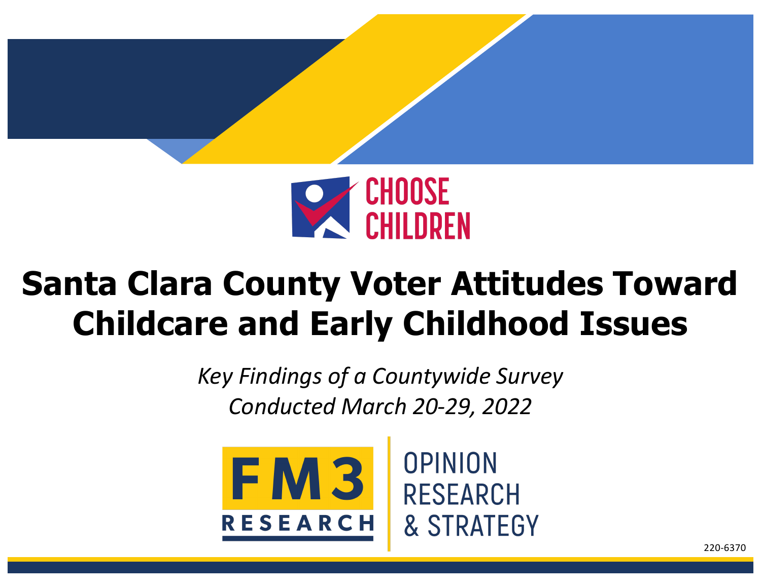CHOOSE CHILDREN

# Santa Clara County Voter Attitudes Toward Childcare and Early Childhood Issues

*Key Findings of a Countywide Survey*
*Conducted March 20-29, 2022*

FM3 RESEARCH | OPINION RESEARCH & STRATEGY

220-6370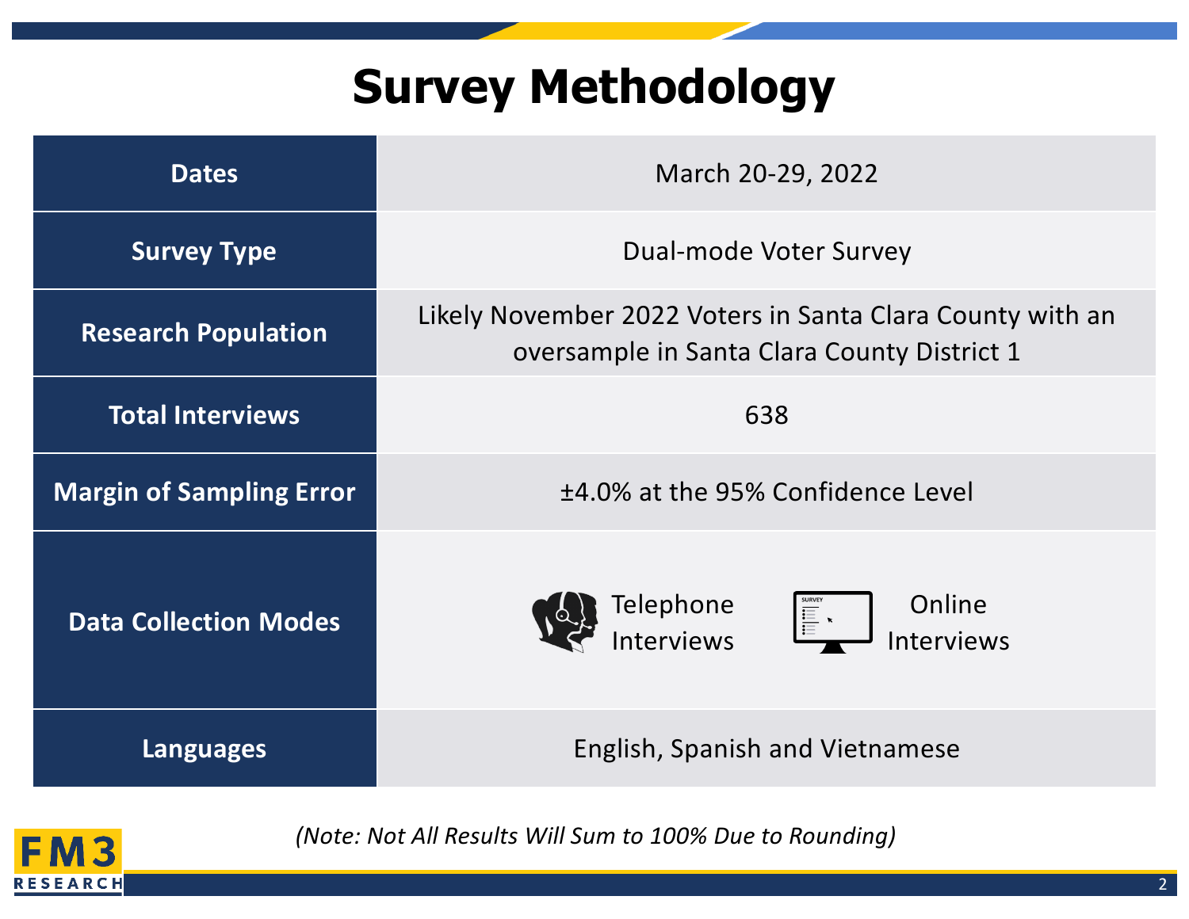# Survey Methodology

| | |
|---|---|
| **Dates** | March 20-29, 2022 |
| **Survey Type** | Dual-mode Voter Survey |
| **Research Population** | Likely November 2022 Voters in Santa Clara County with an oversample in Santa Clara County District 1 |
| **Total Interviews** | 638 |
| **Margin of Sampling Error** | ±4.0% at the 95% Confidence Level |
| **Data Collection Modes** | Telephone Interviews; Online Interviews |
| **Languages** | English, Spanish and Vietnamese |

*(Note: Not All Results Will Sum to 100% Due to Rounding)*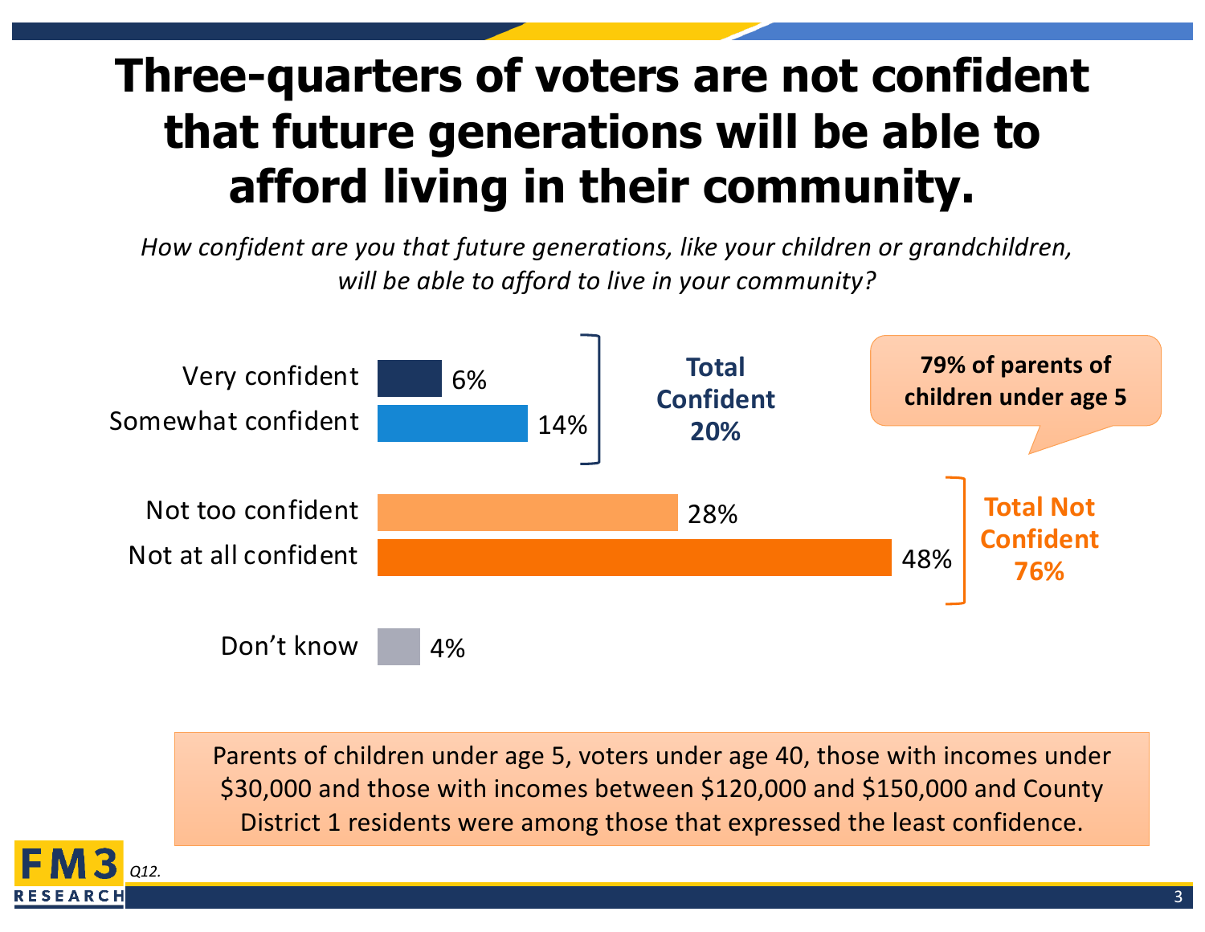# Three-quarters of voters are not confident that future generations will be able to afford living in their community.

*How confident are you that future generations, like your children or grandchildren, will be able to afford to live in your community?*

| Response | Percent |
| --- | --- |
| Very confident | 6% |
| Somewhat confident | 14% |
| Not too confident | 28% |
| Not at all confident | 48% |
| Don't know | 4% |

**Total Confident 20%**

**Total Not Confident 76%**

**79% of parents of children under age 5**

Parents of children under age 5, voters under age 40, those with incomes under $30,000 and those with incomes between $120,000 and $150,000 and County District 1 residents were among those that expressed the least confidence.

*Q12.*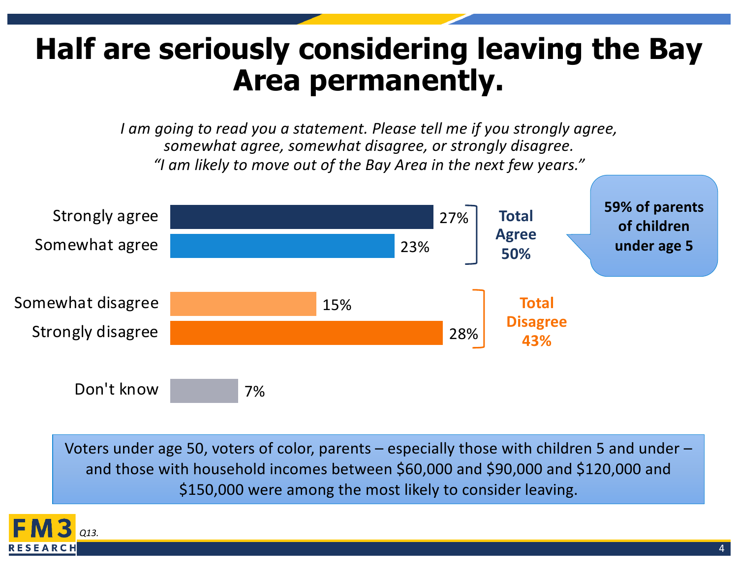# Half are seriously considering leaving the Bay Area permanently.

*I am going to read you a statement. Please tell me if you strongly agree, somewhat agree, somewhat disagree, or strongly disagree.*
*"I am likely to move out of the Bay Area in the next few years."*

| Response | % |
|---|---|
| Strongly agree | 27% |
| Somewhat agree | 23% |
| **Total Agree** | **50%** |
| Somewhat disagree | 15% |
| Strongly disagree | 28% |
| **Total Disagree** | **43%** |
| Don't know | 7% |

**59% of parents of children under age 5**

Voters under age 50, voters of color, parents – especially those with children 5 and under – and those with household incomes between $60,000 and $90,000 and $120,000 and $150,000 were among the most likely to consider leaving.

*Q13.*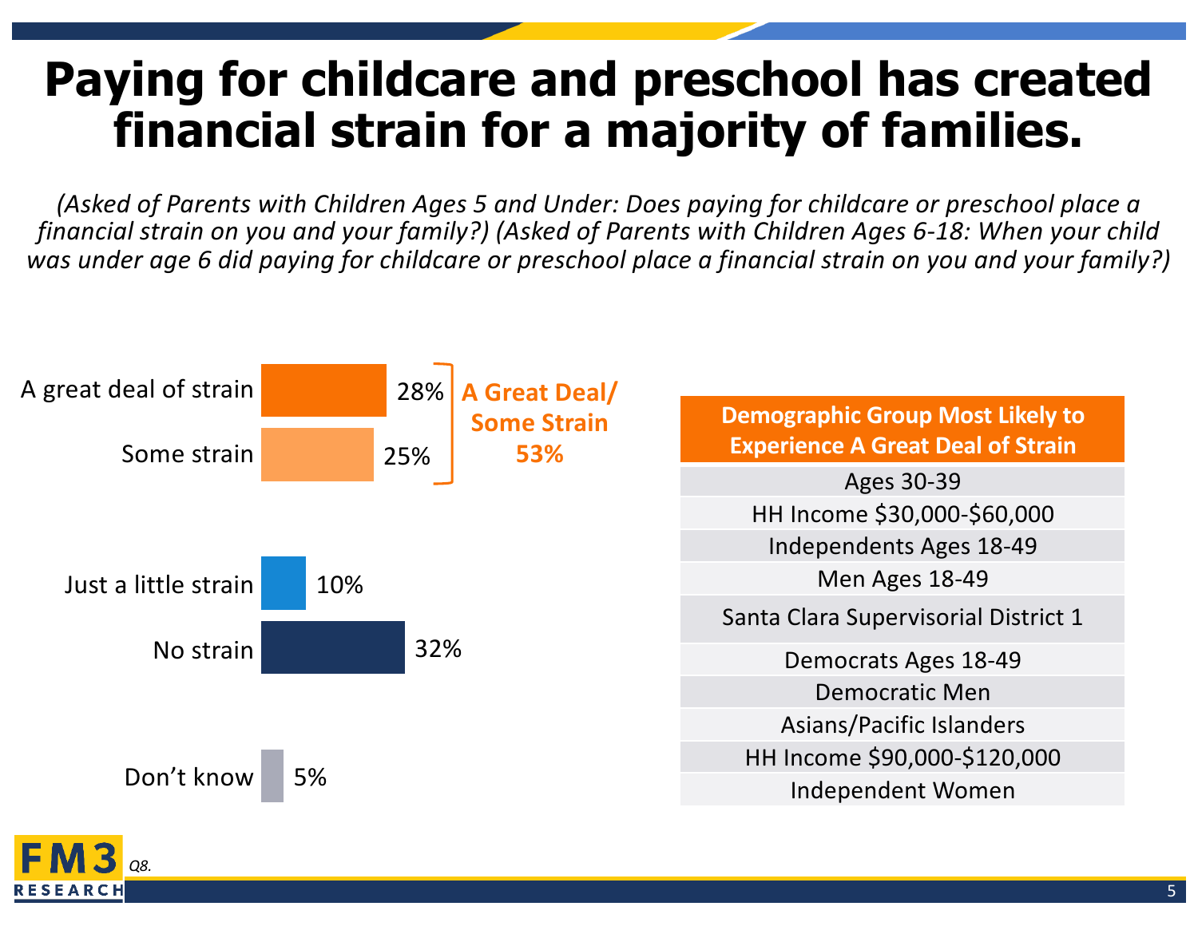# Paying for childcare and preschool has created financial strain for a majority of families.

*(Asked of Parents with Children Ages 5 and Under: Does paying for childcare or preschool place a financial strain on you and your family?) (Asked of Parents with Children Ages 6-18: When your child was under age 6 did paying for childcare or preschool place a financial strain on you and your family?)*

| Response | Percent |
|---|---|
| A great deal of strain | 28% |
| Some strain | 25% |
| Just a little strain | 10% |
| No strain | 32% |
| Don't know | 5% |

**A Great Deal/ Some Strain 53%**

| Demographic Group Most Likely to Experience A Great Deal of Strain |
|---|
| Ages 30-39 |
| HH Income $30,000-$60,000 |
| Independents Ages 18-49 |
| Men Ages 18-49 |
| Santa Clara Supervisorial District 1 |
| Democrats Ages 18-49 |
| Democratic Men |
| Asians/Pacific Islanders |
| HH Income $90,000-$120,000 |
| Independent Women |

*Q8.*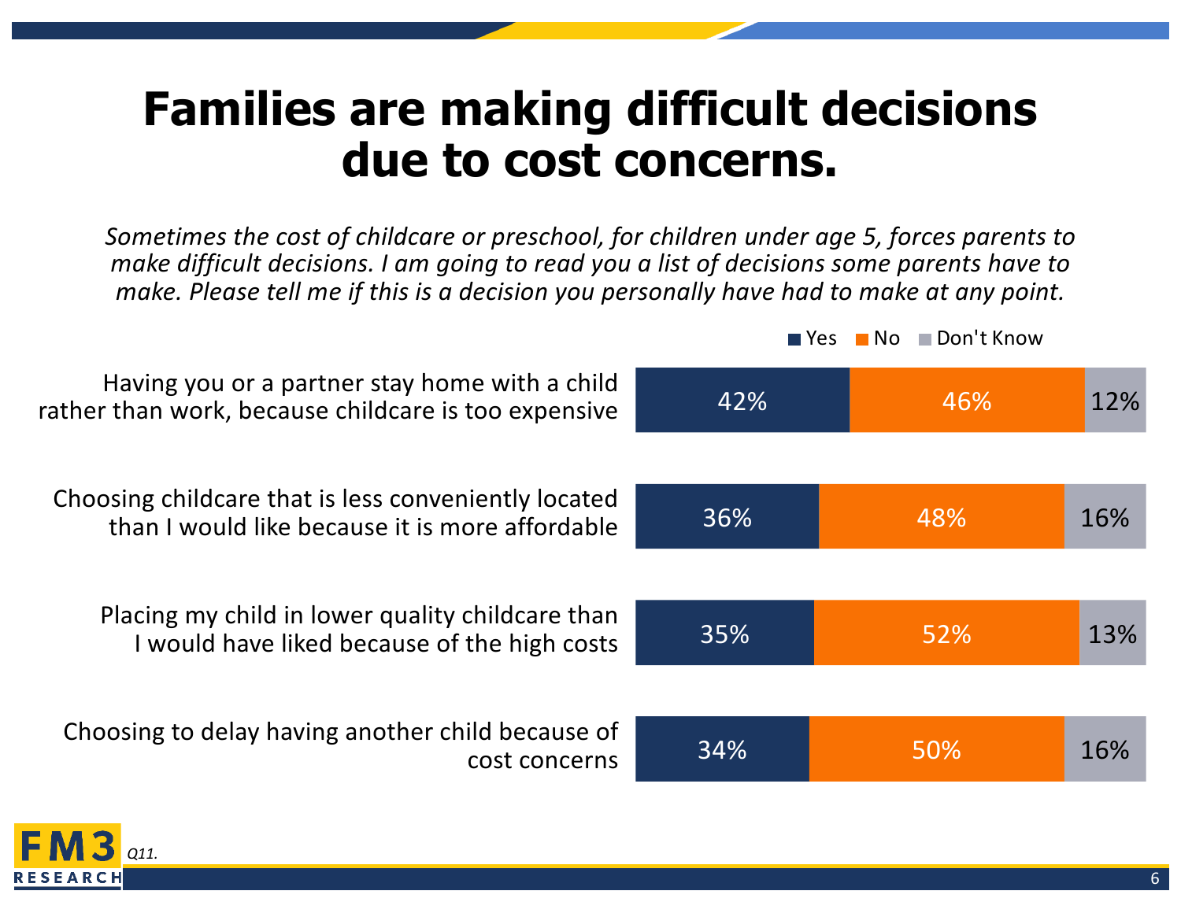# Families are making difficult decisions due to cost concerns.

*Sometimes the cost of childcare or preschool, for children under age 5, forces parents to make difficult decisions. I am going to read you a list of decisions some parents have to make. Please tell me if this is a decision you personally have had to make at any point.*

| | Yes | No | Don't Know |
|---|---|---|---|
| Having you or a partner stay home with a child rather than work, because childcare is too expensive | 42% | 46% | 12% |
| Choosing childcare that is less conveniently located than I would like because it is more affordable | 36% | 48% | 16% |
| Placing my child in lower quality childcare than I would have liked because of the high costs | 35% | 52% | 13% |
| Choosing to delay having another child because of cost concerns | 34% | 50% | 16% |

*Q11.*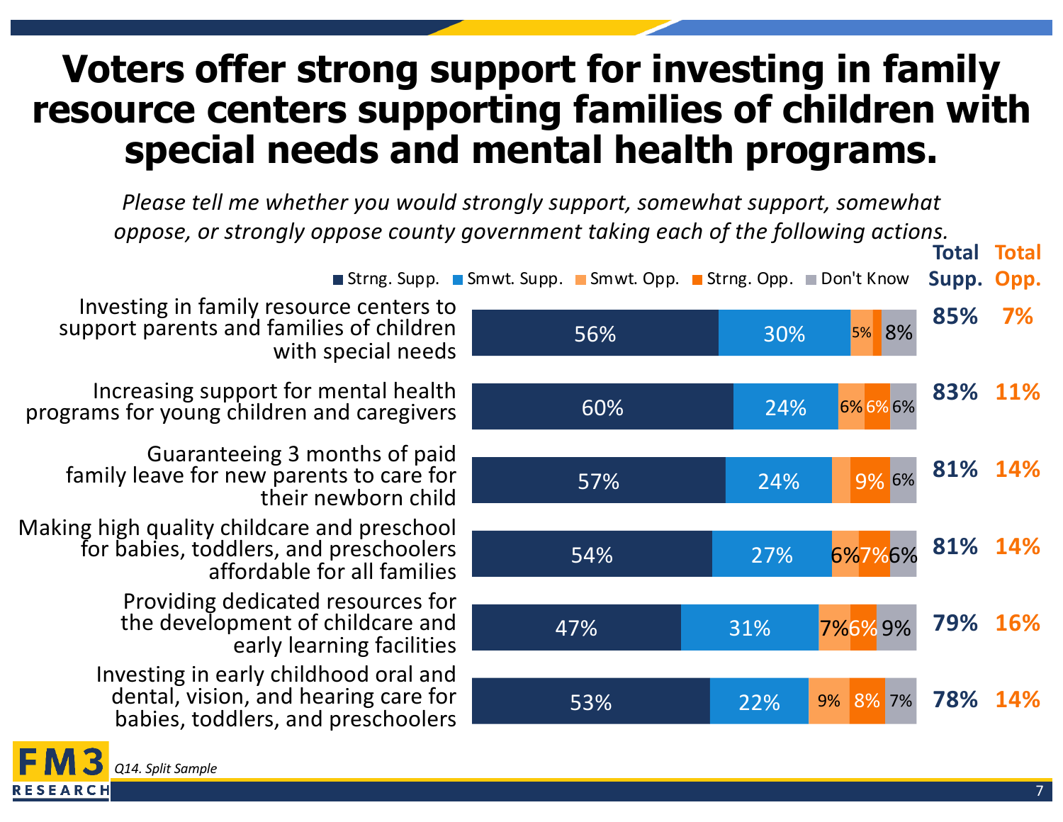# Voters offer strong support for investing in family resource centers supporting families of children with special needs and mental health programs.

*Please tell me whether you would strongly support, somewhat support, somewhat oppose, or strongly oppose county government taking each of the following actions.*

| | Strng. Supp. | Smwt. Supp. | Smwt. Opp. | Strng. Opp. | Don't Know | Total Supp. | Total Opp. |
|---|---|---|---|---|---|---|---|
| Investing in family resource centers to support parents and families of children with special needs | 56% | 30% | 5% | | 8% | 85% | 7% |
| Increasing support for mental health programs for young children and caregivers | 60% | 24% | 6% | 6% | 6% | 83% | 11% |
| Guaranteeing 3 months of paid family leave for new parents to care for their newborn child | 57% | 24% | | 9% | 6% | 81% | 14% |
| Making high quality childcare and preschool for babies, toddlers, and preschoolers affordable for all families | 54% | 27% | 6% | 7% | 6% | 81% | 14% |
| Providing dedicated resources for the development of childcare and early learning facilities | 47% | 31% | 7% | 6% | 9% | 79% | 16% |
| Investing in early childhood oral and dental, vision, and hearing care for babies, toddlers, and preschoolers | 53% | 22% | 9% | 8% | 7% | 78% | 14% |

*Q14. Split Sample*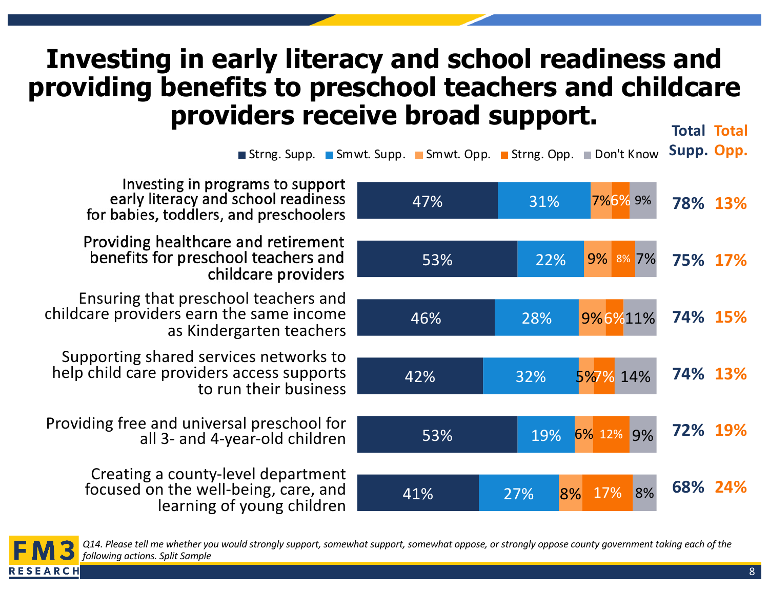# Investing in early literacy and school readiness and providing benefits to preschool teachers and childcare providers receive broad support.

| | Strng. Supp. | Smwt. Supp. | Smwt. Opp. | Strng. Opp. | Don't Know | Total Supp. | Total Opp. |
|---|---|---|---|---|---|---|---|
| Investing in programs to support early literacy and school readiness for babies, toddlers, and preschoolers | 47% | 31% | 7% | 6% | 9% | 78% | 13% |
| Providing healthcare and retirement benefits for preschool teachers and childcare providers | 53% | 22% | 9% | 8% | 7% | 75% | 17% |
| Ensuring that preschool teachers and childcare providers earn the same income as Kindergarten teachers | 46% | 28% | 9% | 6% | 11% | 74% | 15% |
| Supporting shared services networks to help child care providers access supports to run their business | 42% | 32% | 5% | 7% | 14% | 74% | 13% |
| Providing free and universal preschool for all 3- and 4-year-old children | 53% | 19% | 6% | 12% | 9% | 72% | 19% |
| Creating a county-level department focused on the well-being, care, and learning of young children | 41% | 27% | 8% | 17% | 8% | 68% | 24% |

*Q14. Please tell me whether you would strongly support, somewhat support, somewhat oppose, or strongly oppose county government taking each of the following actions. Split Sample*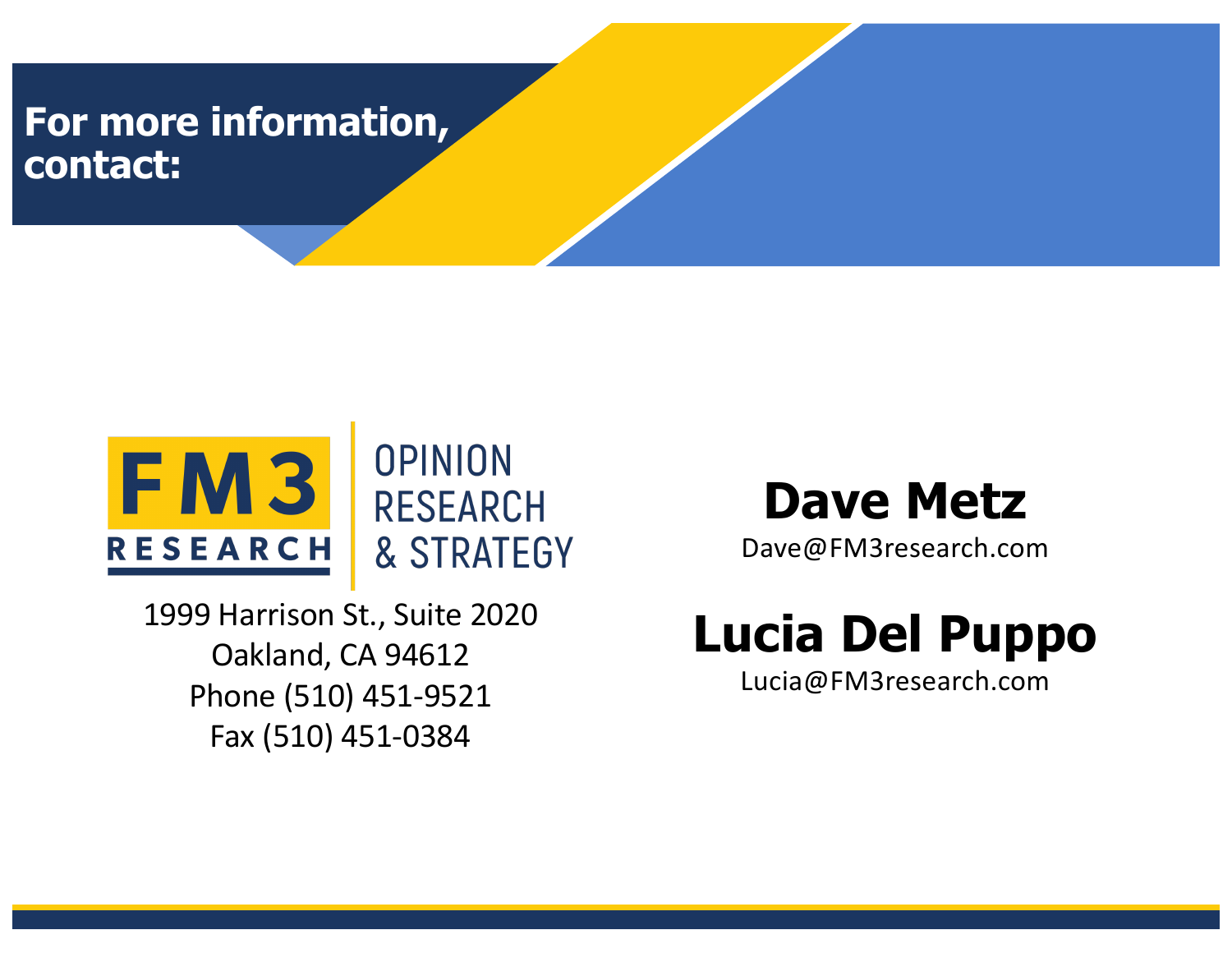## For more information, contact:

**FM3 RESEARCH** | OPINION RESEARCH & STRATEGY

1999 Harrison St., Suite 2020
Oakland, CA 94612
Phone (510) 451-9521
Fax (510) 451-0384

**Dave Metz**
Dave@FM3research.com

**Lucia Del Puppo**
Lucia@FM3research.com